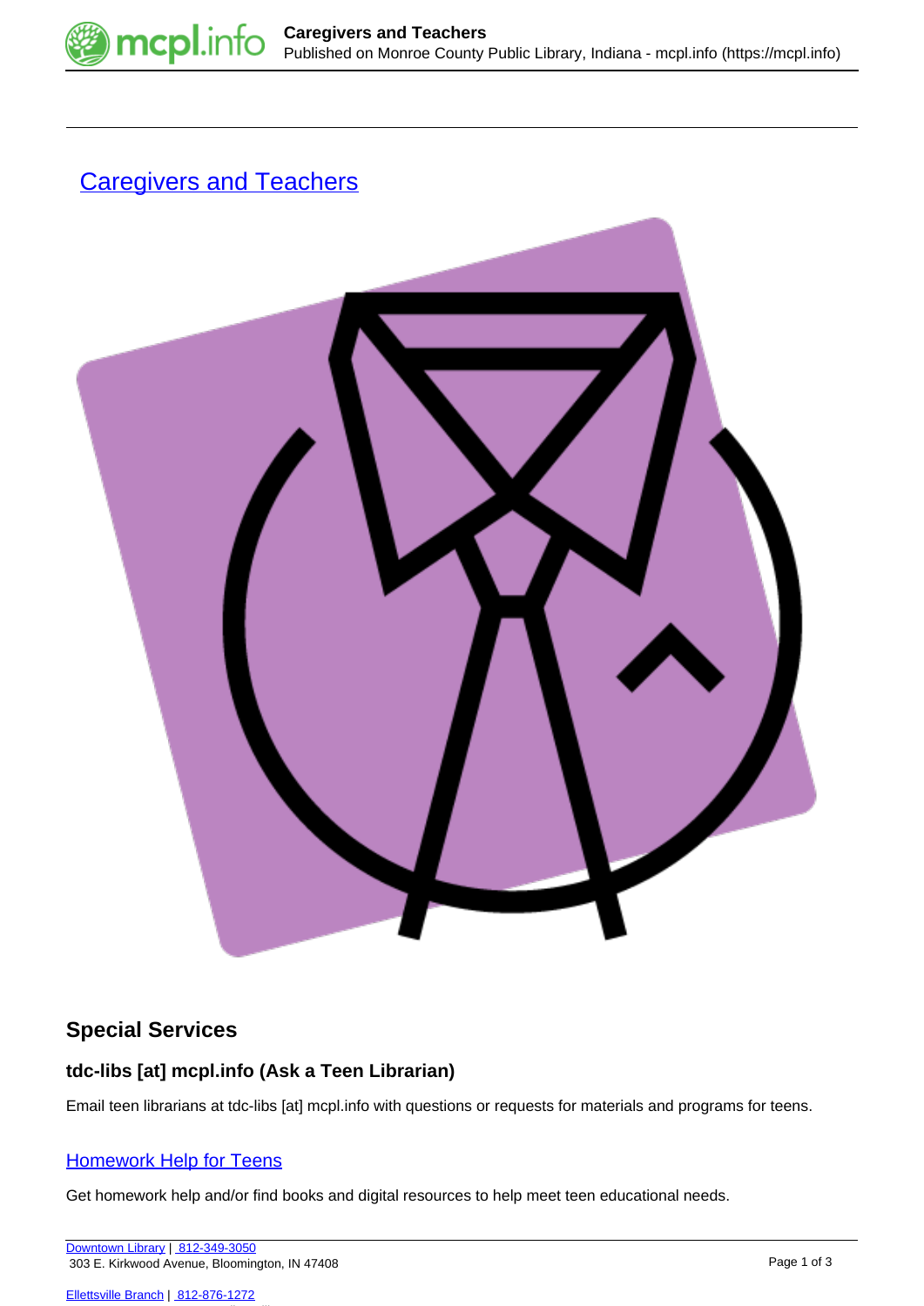# Caregivers and Teachers

## Special Services

### tdc-libs [at] mcpl.info (Ask a Teen Librarian)

Email teen librarians at tdc-libs [at] mcpl.info with questions or requests for materials and programs for teens.

### Homework Help for Teens

Get homework help and/or find books and digital resources to help meet teen educational needs.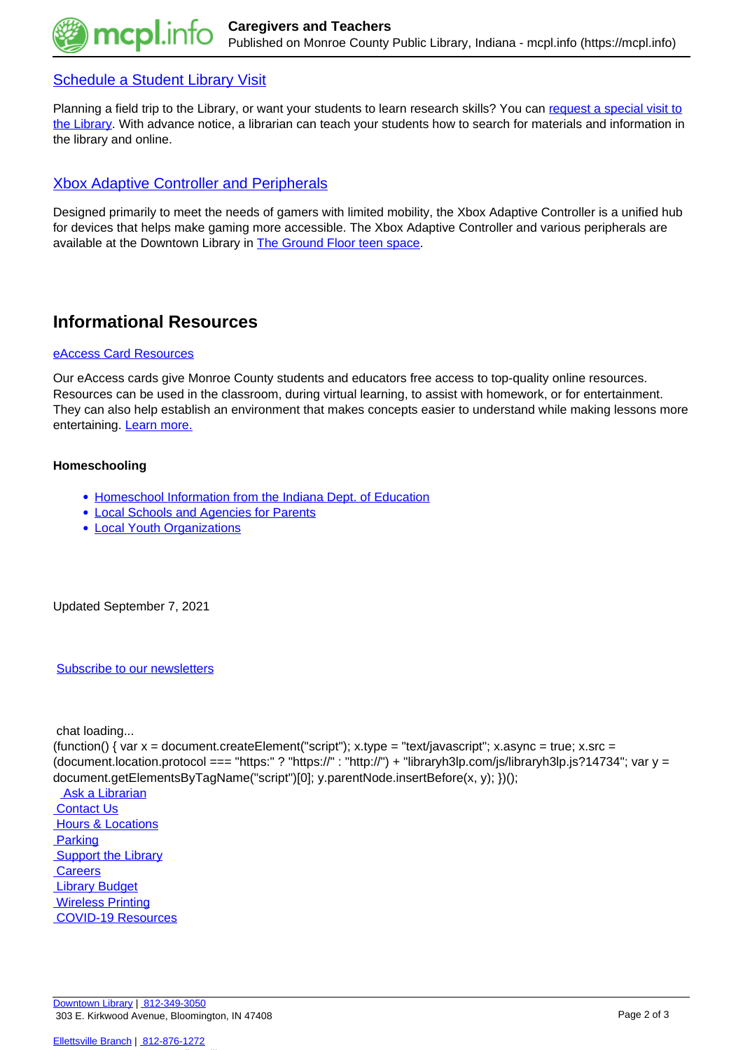### Schedule a Student Library Visit

Planning a field trip to the Library, or want your students to learn research skills? You can request a special visit to the Library. With advance notice, a librarian can teach your students how to search for materials and information in the library and online.

### Xbox Adaptive Controller and Peripherals

Designed primarily to meet the needs of gamers with limited mobility, the Xbox Adaptive Controller is a unified hub for devices that helps make gaming more accessible. The Xbox Adaptive Controller and various peripherals are available at the Downtown Library in The Ground Floor teen space.

## Informational Resources

eAccess Card Resources

Our eAccess cards give Monroe County students and educators free access to top-quality online resources. Resources can be used in the classroom, during virtual learning, to assist with homework, or for entertainment. They can also help establish an environment that makes concepts easier to understand while making lessons more entertaining. Learn more.

**Homeschooling**

- Homeschool Information from the Indiana Dept. of Education
- Local Schools and Agencies for Parents
- Local Youth Organizations

Updated September 7, 2021

Subscribe to our newsletters

chat loading...

```
(function() { var x = document.createElement("script"); x.type = "text/javascript"; x.async = true; x.src = (document.location.protocol === "https:" ? "https://" : "http://") + "libraryh3lp.com/js/libraryh3lp.js?14734"; var y = document.getElementsByTagName("script")[0]; y.parentNode.insertBefore(x, y); })();
```

Ask a Librarian
Contact Us
Hours & Locations
Parking
Support the Library
Careers
Library Budget
Wireless Printing
COVID-19 Resources

Downtown Library | 812-349-3050
303 E. Kirkwood Avenue, Bloomington, IN 47408

Ellettsville Branch | 812-876-1272